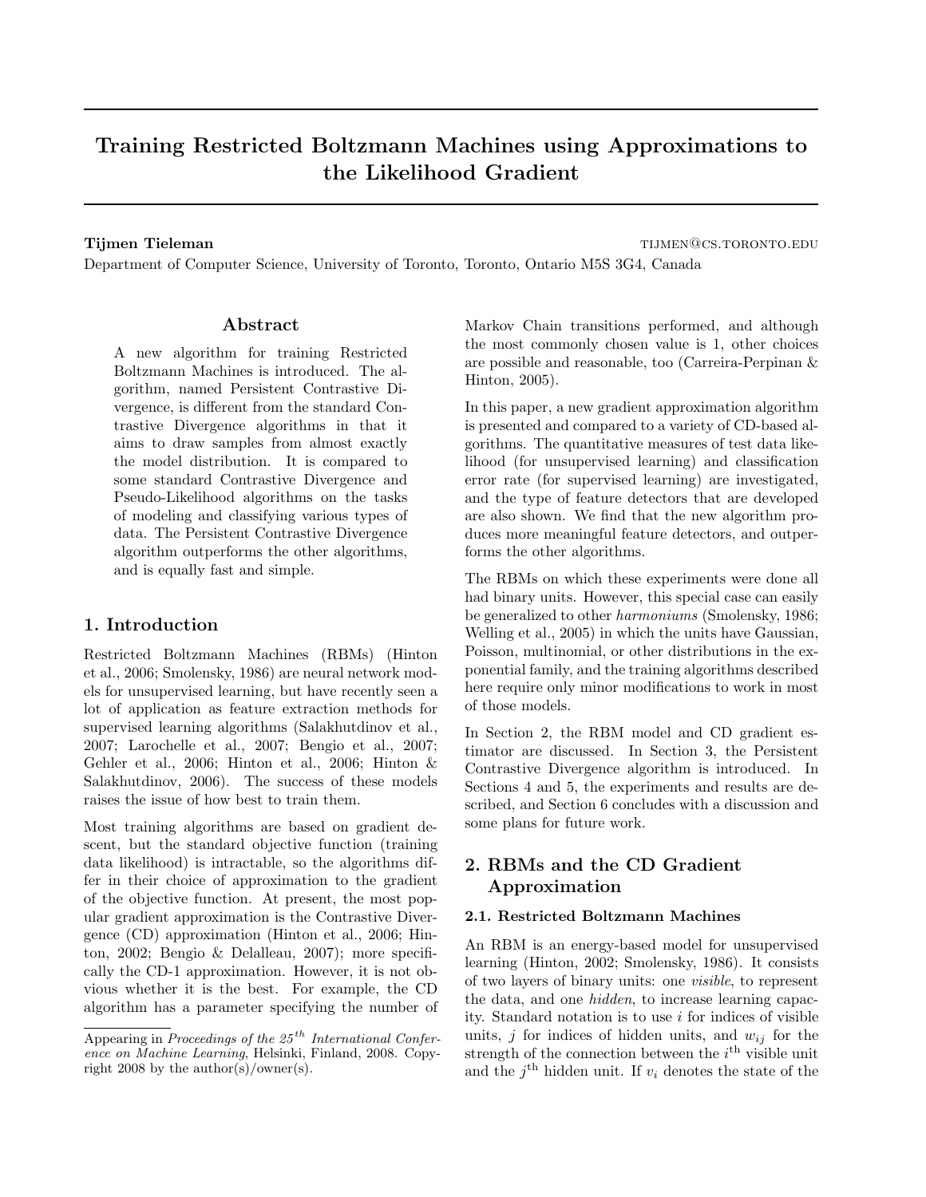# Training Restricted Boltzmann Machines using Approximations to the Likelihood Gradient

**Tijmen Tieleman** TIJMEN@CS.TORONTO.EDU

Department of Computer Science, University of Toronto, Toronto, Ontario M5S 3G4, Canada

## Abstract

A new algorithm for training Restricted Boltzmann Machines is introduced. The algorithm, named Persistent Contrastive Divergence, is different from the standard Contrastive Divergence algorithms in that it aims to draw samples from almost exactly the model distribution. It is compared to some standard Contrastive Divergence and Pseudo-Likelihood algorithms on the tasks of modeling and classifying various types of data. The Persistent Contrastive Divergence algorithm outperforms the other algorithms, and is equally fast and simple.

## 1. Introduction

Restricted Boltzmann Machines (RBMs) (Hinton et al., 2006; Smolensky, 1986) are neural network models for unsupervised learning, but have recently seen a lot of application as feature extraction methods for supervised learning algorithms (Salakhutdinov et al., 2007; Larochelle et al., 2007; Bengio et al., 2007; Gehler et al., 2006; Hinton et al., 2006; Hinton & Salakhutdinov, 2006). The success of these models raises the issue of how best to train them.

Most training algorithms are based on gradient descent, but the standard objective function (training data likelihood) is intractable, so the algorithms differ in their choice of approximation to the gradient of the objective function. At present, the most popular gradient approximation is the Contrastive Divergence (CD) approximation (Hinton et al., 2006; Hinton, 2002; Bengio & Delalleau, 2007); more specifically the CD-1 approximation. However, it is not obvious whether it is the best. For example, the CD algorithm has a parameter specifying the number of Markov Chain transitions performed, and although the most commonly chosen value is 1, other choices are possible and reasonable, too (Carreira-Perpinan & Hinton, 2005).

In this paper, a new gradient approximation algorithm is presented and compared to a variety of CD-based algorithms. The quantitative measures of test data likelihood (for unsupervised learning) and classification error rate (for supervised learning) are investigated, and the type of feature detectors that are developed are also shown. We find that the new algorithm produces more meaningful feature detectors, and outperforms the other algorithms.

The RBMs on which these experiments were done all had binary units. However, this special case can easily be generalized to other *harmoniums* (Smolensky, 1986; Welling et al., 2005) in which the units have Gaussian, Poisson, multinomial, or other distributions in the exponential family, and the training algorithms described here require only minor modifications to work in most of those models.

In Section 2, the RBM model and CD gradient estimator are discussed. In Section 3, the Persistent Contrastive Divergence algorithm is introduced. In Sections 4 and 5, the experiments and results are described, and Section 6 concludes with a discussion and some plans for future work.

## 2. RBMs and the CD Gradient Approximation

### 2.1. Restricted Boltzmann Machines

An RBM is an energy-based model for unsupervised learning (Hinton, 2002; Smolensky, 1986). It consists of two layers of binary units: one *visible*, to represent the data, and one *hidden*, to increase learning capacity. Standard notation is to use $i$ for indices of visible units, $j$ for indices of hidden units, and $w_{ij}$ for the strength of the connection between the $i^{\text{th}}$ visible unit and the $j^{\text{th}}$ hidden unit. If $v_i$ denotes the state of the

---

Appearing in *Proceedings of the 25$^{th}$ International Conference on Machine Learning*, Helsinki, Finland, 2008. Copyright 2008 by the author(s)/owner(s).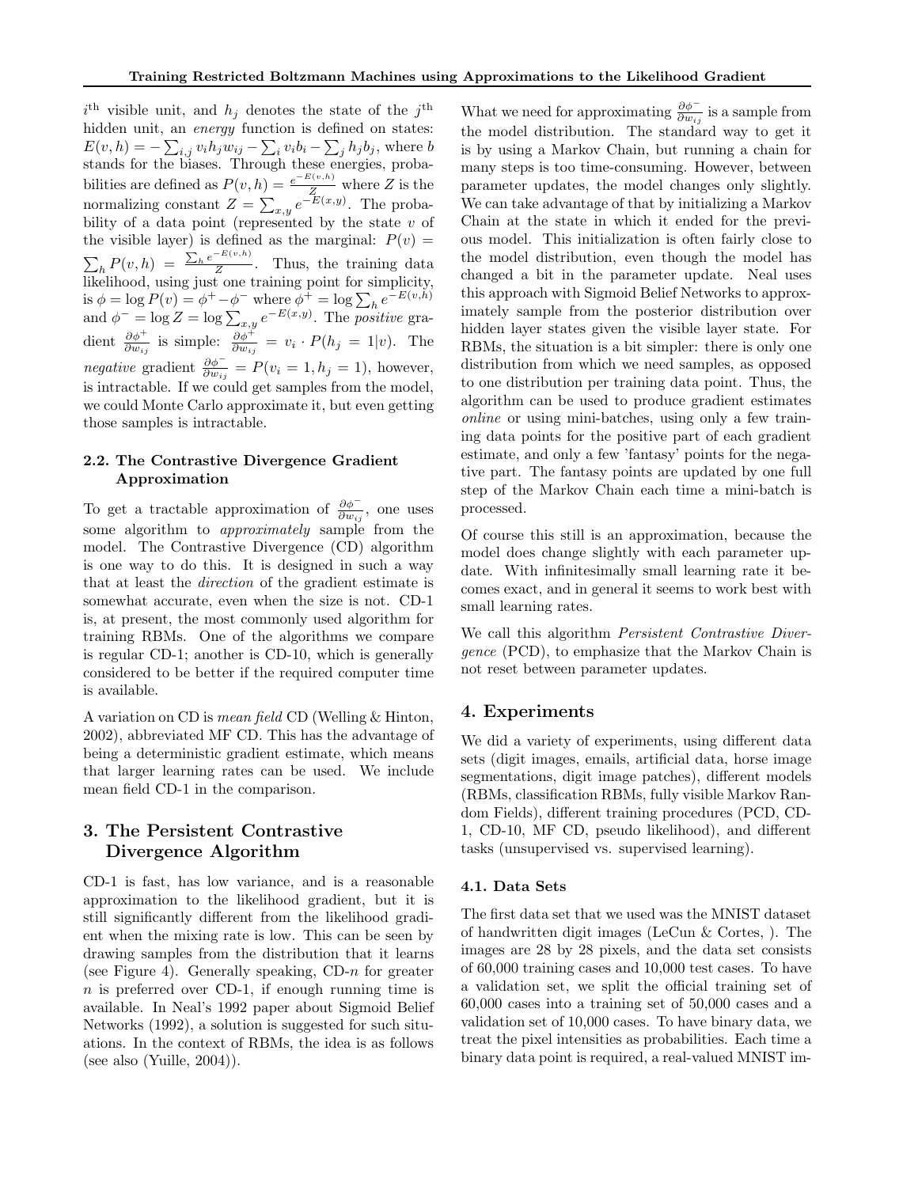$i^{\text{th}}$ visible unit, and $h_j$ denotes the state of the $j^{\text{th}}$ hidden unit, an *energy* function is defined on states: $E(v,h) = -\sum_{i,j} v_i h_j w_{ij} - \sum_i v_i b_i - \sum_j h_j b_j$, where $b$ stands for the biases. Through these energies, probabilities are defined as $P(v,h) = \frac{e^{-E(v,h)}}{Z}$ where $Z$ is the normalizing constant $Z = \sum_{x,y} e^{-E(x,y)}$. The probability of a data point (represented by the state $v$ of the visible layer) is defined as the marginal: $P(v) = \sum_h P(v,h) = \frac{\sum_h e^{-E(v,h)}}{Z}$. Thus, the training data likelihood, using just one training point for simplicity, is $\phi = \log P(v) = \phi^+ - \phi^-$ where $\phi^+ = \log \sum_h e^{-E(v,h)}$ and $\phi^- = \log Z = \log \sum_{x,y} e^{-E(x,y)}$. The *positive* gradient $\frac{\partial \phi^+}{\partial w_{ij}}$ is simple: $\frac{\partial \phi^+}{\partial w_{ij}} = v_i \cdot P(h_j = 1|v)$. The *negative* gradient $\frac{\partial \phi^-}{\partial w_{ij}} = P(v_i = 1, h_j = 1)$, however, is intractable. If we could get samples from the model, we could Monte Carlo approximate it, but even getting those samples is intractable.

### 2.2. The Contrastive Divergence Gradient Approximation

To get a tractable approximation of $\frac{\partial \phi^-}{\partial w_{ij}}$, one uses some algorithm to *approximately* sample from the model. The Contrastive Divergence (CD) algorithm is one way to do this. It is designed in such a way that at least the *direction* of the gradient estimate is somewhat accurate, even when the size is not. CD-1 is, at present, the most commonly used algorithm for training RBMs. One of the algorithms we compare is regular CD-1; another is CD-10, which is generally considered to be better if the required computer time is available.

A variation on CD is *mean field* CD (Welling & Hinton, 2002), abbreviated MF CD. This has the advantage of being a deterministic gradient estimate, which means that larger learning rates can be used. We include mean field CD-1 in the comparison.

## 3. The Persistent Contrastive Divergence Algorithm

CD-1 is fast, has low variance, and is a reasonable approximation to the likelihood gradient, but it is still significantly different from the likelihood gradient when the mixing rate is low. This can be seen by drawing samples from the distribution that it learns (see Figure 4). Generally speaking, CD-$n$ for greater $n$ is preferred over CD-1, if enough running time is available. In Neal's 1992 paper about Sigmoid Belief Networks (1992), a solution is suggested for such situations. In the context of RBMs, the idea is as follows (see also (Yuille, 2004)).

What we need for approximating $\frac{\partial \phi^-}{\partial w_{ij}}$ is a sample from the model distribution. The standard way to get it is by using a Markov Chain, but running a chain for many steps is too time-consuming. However, between parameter updates, the model changes only slightly. We can take advantage of that by initializing a Markov Chain at the state in which it ended for the previous model. This initialization is often fairly close to the model distribution, even though the model has changed a bit in the parameter update. Neal uses this approach with Sigmoid Belief Networks to approximately sample from the posterior distribution over hidden layer states given the visible layer state. For RBMs, the situation is a bit simpler: there is only one distribution from which we need samples, as opposed to one distribution per training data point. Thus, the algorithm can be used to produce gradient estimates *online* or using mini-batches, using only a few training data points for the positive part of each gradient estimate, and only a few 'fantasy' points for the negative part. The fantasy points are updated by one full step of the Markov Chain each time a mini-batch is processed.

Of course this still is an approximation, because the model does change slightly with each parameter update. With infinitesimally small learning rate it becomes exact, and in general it seems to work best with small learning rates.

We call this algorithm *Persistent Contrastive Divergence* (PCD), to emphasize that the Markov Chain is not reset between parameter updates.

## 4. Experiments

We did a variety of experiments, using different data sets (digit images, emails, artificial data, horse image segmentations, digit image patches), different models (RBMs, classification RBMs, fully visible Markov Random Fields), different training procedures (PCD, CD-1, CD-10, MF CD, pseudo likelihood), and different tasks (unsupervised vs. supervised learning).

### 4.1. Data Sets

The first data set that we used was the MNIST dataset of handwritten digit images (LeCun & Cortes, ). The images are 28 by 28 pixels, and the data set consists of 60,000 training cases and 10,000 test cases. To have a validation set, we split the official training set of 60,000 cases into a training set of 50,000 cases and a validation set of 10,000 cases. To have binary data, we treat the pixel intensities as probabilities. Each time a binary data point is required, a real-valued MNIST im-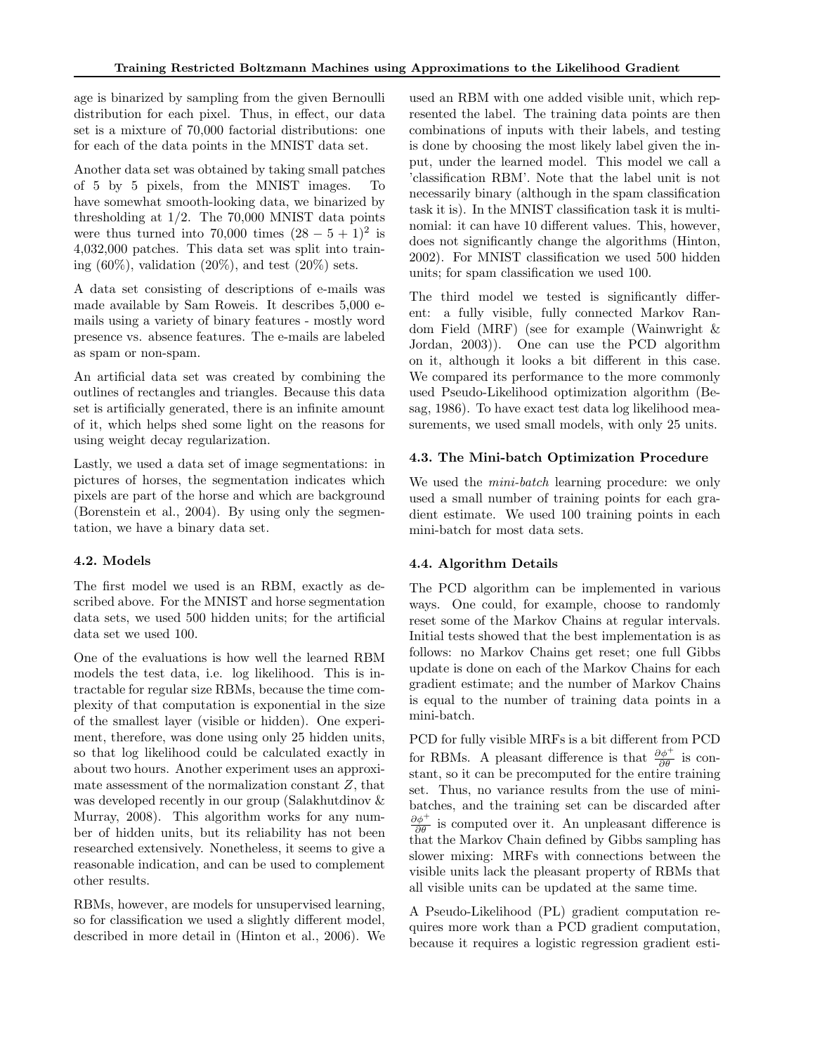age is binarized by sampling from the given Bernoulli distribution for each pixel. Thus, in effect, our data set is a mixture of 70,000 factorial distributions: one for each of the data points in the MNIST data set.

Another data set was obtained by taking small patches of 5 by 5 pixels, from the MNIST images. To have somewhat smooth-looking data, we binarized by thresholding at 1/2. The 70,000 MNIST data points were thus turned into 70,000 times $(28-5+1)^2$ is 4,032,000 patches. This data set was split into training (60%), validation (20%), and test (20%) sets.

A data set consisting of descriptions of e-mails was made available by Sam Roweis. It describes 5,000 e-mails using a variety of binary features - mostly word presence vs. absence features. The e-mails are labeled as spam or non-spam.

An artificial data set was created by combining the outlines of rectangles and triangles. Because this data set is artificially generated, there is an infinite amount of it, which helps shed some light on the reasons for using weight decay regularization.

Lastly, we used a data set of image segmentations: in pictures of horses, the segmentation indicates which pixels are part of the horse and which are background (Borenstein et al., 2004). By using only the segmentation, we have a binary data set.

### 4.2. Models

The first model we used is an RBM, exactly as described above. For the MNIST and horse segmentation data sets, we used 500 hidden units; for the artificial data set we used 100.

One of the evaluations is how well the learned RBM models the test data, i.e. log likelihood. This is intractable for regular size RBMs, because the time complexity of that computation is exponential in the size of the smallest layer (visible or hidden). One experiment, therefore, was done using only 25 hidden units, so that log likelihood could be calculated exactly in about two hours. Another experiment uses an approximate assessment of the normalization constant $Z$, that was developed recently in our group (Salakhutdinov & Murray, 2008). This algorithm works for any number of hidden units, but its reliability has not been researched extensively. Nonetheless, it seems to give a reasonable indication, and can be used to complement other results.

RBMs, however, are models for unsupervised learning, so for classification we used a slightly different model, described in more detail in (Hinton et al., 2006). We used an RBM with one added visible unit, which represented the label. The training data points are then combinations of inputs with their labels, and testing is done by choosing the most likely label given the input, under the learned model. This model we call a 'classification RBM'. Note that the label unit is not necessarily binary (although in the spam classification task it is). In the MNIST classification task it is multinomial: it can have 10 different values. This, however, does not significantly change the algorithms (Hinton, 2002). For MNIST classification we used 500 hidden units; for spam classification we used 100.

The third model we tested is significantly different: a fully visible, fully connected Markov Random Field (MRF) (see for example (Wainwright & Jordan, 2003)). One can use the PCD algorithm on it, although it looks a bit different in this case. We compared its performance to the more commonly used Pseudo-Likelihood optimization algorithm (Besag, 1986). To have exact test data log likelihood measurements, we used small models, with only 25 units.

### 4.3. The Mini-batch Optimization Procedure

We used the *mini-batch* learning procedure: we only used a small number of training points for each gradient estimate. We used 100 training points in each mini-batch for most data sets.

### 4.4. Algorithm Details

The PCD algorithm can be implemented in various ways. One could, for example, choose to randomly reset some of the Markov Chains at regular intervals. Initial tests showed that the best implementation is as follows: no Markov Chains get reset; one full Gibbs update is done on each of the Markov Chains for each gradient estimate; and the number of Markov Chains is equal to the number of training data points in a mini-batch.

PCD for fully visible MRFs is a bit different from PCD for RBMs. A pleasant difference is that $\frac{\partial \phi^+}{\partial \theta}$ is constant, so it can be precomputed for the entire training set. Thus, no variance results from the use of mini-batches, and the training set can be discarded after $\frac{\partial \phi^+}{\partial \theta}$ is computed over it. An unpleasant difference is that the Markov Chain defined by Gibbs sampling has slower mixing: MRFs with connections between the visible units lack the pleasant property of RBMs that all visible units can be updated at the same time.

A Pseudo-Likelihood (PL) gradient computation requires more work than a PCD gradient computation, because it requires a logistic regression gradient esti-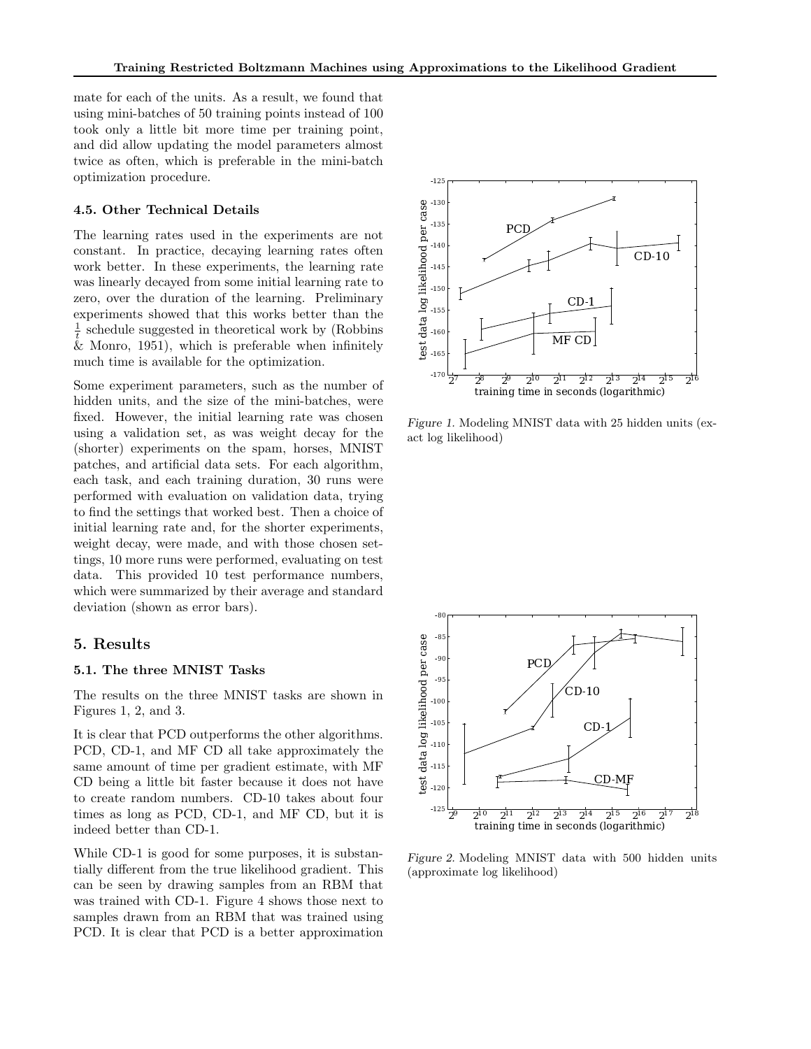mate for each of the units. As a result, we found that using mini-batches of 50 training points instead of 100 took only a little bit more time per training point, and did allow updating the model parameters almost twice as often, which is preferable in the mini-batch optimization procedure.

### 4.5. Other Technical Details

The learning rates used in the experiments are not constant. In practice, decaying learning rates often work better. In these experiments, the learning rate was linearly decayed from some initial learning rate to zero, over the duration of the learning. Preliminary experiments showed that this works better than the $\frac{1}{t}$ schedule suggested in theoretical work by (Robbins & Monro, 1951), which is preferable when infinitely much time is available for the optimization.

Some experiment parameters, such as the number of hidden units, and the size of the mini-batches, were fixed. However, the initial learning rate was chosen using a validation set, as was weight decay for the (shorter) experiments on the spam, horses, MNIST patches, and artificial data sets. For each algorithm, each task, and each training duration, 30 runs were performed with evaluation on validation data, trying to find the settings that worked best. Then a choice of initial learning rate and, for the shorter experiments, weight decay, were made, and with those chosen settings, 10 more runs were performed, evaluating on test data. This provided 10 test performance numbers, which were summarized by their average and standard deviation (shown as error bars).

## 5. Results

### 5.1. The three MNIST Tasks

The results on the three MNIST tasks are shown in Figures 1, 2, and 3.

It is clear that PCD outperforms the other algorithms. PCD, CD-1, and MF CD all take approximately the same amount of time per gradient estimate, with MF CD being a little bit faster because it does not have to create random numbers. CD-10 takes about four times as long as PCD, CD-1, and MF CD, but it is indeed better than CD-1.

While CD-1 is good for some purposes, it is substantially different from the true likelihood gradient. This can be seen by drawing samples from an RBM that was trained with CD-1. Figure 4 shows those next to samples drawn from an RBM that was trained using PCD. It is clear that PCD is a better approximation

*Figure 1.* Modeling MNIST data with 25 hidden units (exact log likelihood)

*Figure 2.* Modeling MNIST data with 500 hidden units (approximate log likelihood)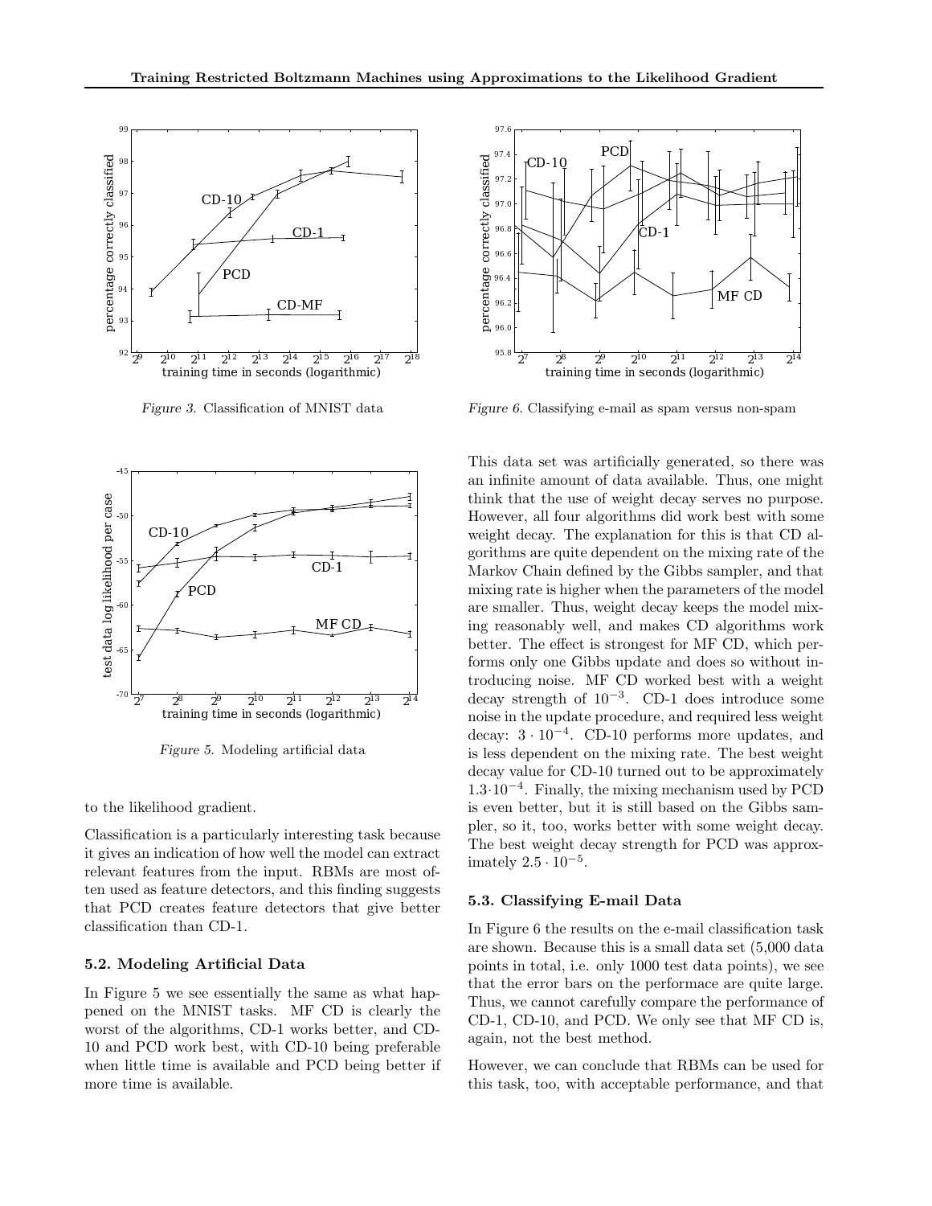Figure 3. Classification of MNIST data

Figure 5. Modeling artificial data

to the likelihood gradient.

Classification is a particularly interesting task because it gives an indication of how well the model can extract relevant features from the input. RBMs are most often used as feature detectors, and this finding suggests that PCD creates feature detectors that give better classification than CD-1.

### 5.2. Modeling Artificial Data

In Figure 5 we see essentially the same as what happened on the MNIST tasks. MF CD is clearly the worst of the algorithms, CD-1 works better, and CD-10 and PCD work best, with CD-10 being preferable when little time is available and PCD being better if more time is available.

Figure 6. Classifying e-mail as spam versus non-spam

This data set was artificially generated, so there was an infinite amount of data available. Thus, one might think that the use of weight decay serves no purpose. However, all four algorithms did work best with some weight decay. The explanation for this is that CD algorithms are quite dependent on the mixing rate of the Markov Chain defined by the Gibbs sampler, and that mixing rate is higher when the parameters of the model are smaller. Thus, weight decay keeps the model mixing reasonably well, and makes CD algorithms work better. The effect is strongest for MF CD, which performs only one Gibbs update and does so without introducing noise. MF CD worked best with a weight decay strength of $10^{-3}$. CD-1 does introduce some noise in the update procedure, and required less weight decay: $3 \cdot 10^{-4}$. CD-10 performs more updates, and is less dependent on the mixing rate. The best weight decay value for CD-10 turned out to be approximately $1.3 \cdot 10^{-4}$. Finally, the mixing mechanism used by PCD is even better, but it is still based on the Gibbs sampler, so it, too, works better with some weight decay. The best weight decay strength for PCD was approximately $2.5 \cdot 10^{-5}$.

### 5.3. Classifying E-mail Data

In Figure 6 the results on the e-mail classification task are shown. Because this is a small data set (5,000 data points in total, i.e. only 1000 test data points), we see that the error bars on the performace are quite large. Thus, we cannot carefully compare the performance of CD-1, CD-10, and PCD. We only see that MF CD is, again, not the best method.

However, we can conclude that RBMs can be used for this task, too, with acceptable performance, and that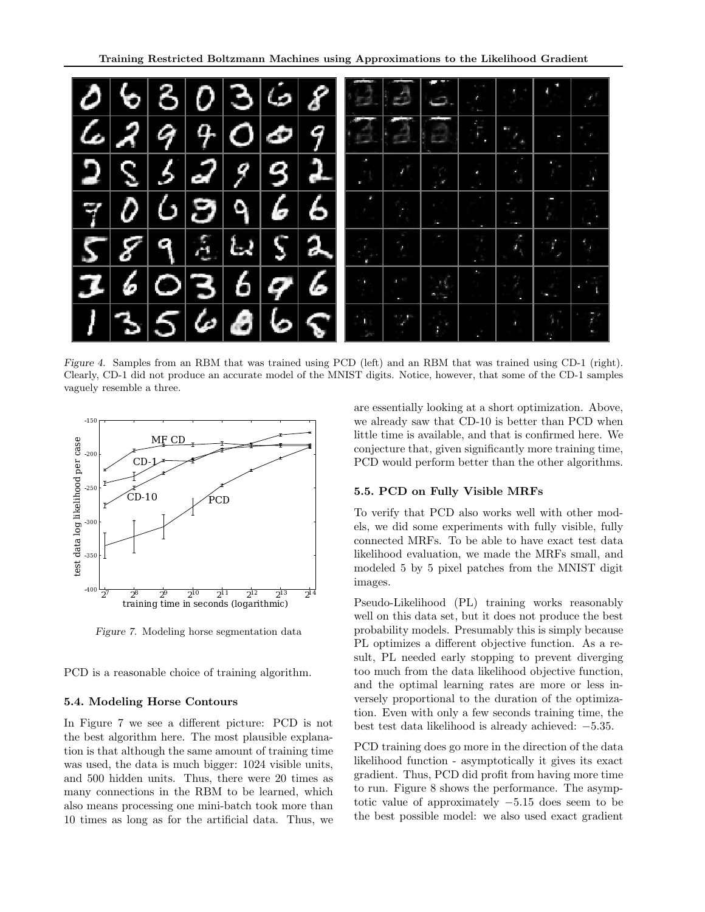Figure 4. Samples from an RBM that was trained using PCD (left) and an RBM that was trained using CD-1 (right). Clearly, CD-1 did not produce an accurate model of the MNIST digits. Notice, however, that some of the CD-1 samples vaguely resemble a three.

Figure 7. Modeling horse segmentation data

PCD is a reasonable choice of training algorithm.

### 5.4. Modeling Horse Contours

In Figure 7 we see a different picture: PCD is not the best algorithm here. The most plausible explanation is that although the same amount of training time was used, the data is much bigger: 1024 visible units, and 500 hidden units. Thus, there were 20 times as many connections in the RBM to be learned, which also means processing one mini-batch took more than 10 times as long as for the artificial data. Thus, we are essentially looking at a short optimization. Above, we already saw that CD-10 is better than PCD when little time is available, and that is confirmed here. We conjecture that, given significantly more training time, PCD would perform better than the other algorithms.

### 5.5. PCD on Fully Visible MRFs

To verify that PCD also works well with other models, we did some experiments with fully visible, fully connected MRFs. To be able to have exact test data likelihood evaluation, we made the MRFs small, and modeled 5 by 5 pixel patches from the MNIST digit images.

Pseudo-Likelihood (PL) training works reasonably well on this data set, but it does not produce the best probability models. Presumably this is simply because PL optimizes a different objective function. As a result, PL needed early stopping to prevent diverging too much from the data likelihood objective function, and the optimal learning rates are more or less inversely proportional to the duration of the optimization. Even with only a few seconds training time, the best test data likelihood is already achieved: $-5.35$.

PCD training does go more in the direction of the data likelihood function - asymptotically it gives its exact gradient. Thus, PCD did profit from having more time to run. Figure 8 shows the performance. The asymptotic value of approximately $-5.15$ does seem to be the best possible model: we also used exact gradient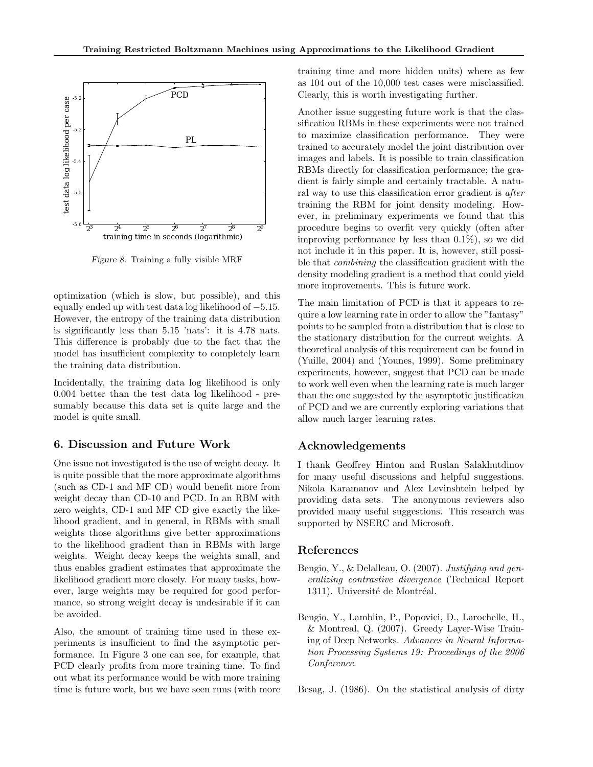Figure 8. Training a fully visible MRF

optimization (which is slow, but possible), and this equally ended up with test data log likelihood of $-5.15$. However, the entropy of the training data distribution is significantly less than 5.15 'nats': it is 4.78 nats. This difference is probably due to the fact that the model has insufficient complexity to completely learn the training data distribution.

Incidentally, the training data log likelihood is only 0.004 better than the test data log likelihood - presumably because this data set is quite large and the model is quite small.

## 6. Discussion and Future Work

One issue not investigated is the use of weight decay. It is quite possible that the more approximate algorithms (such as CD-1 and MF CD) would benefit more from weight decay than CD-10 and PCD. In an RBM with zero weights, CD-1 and MF CD give exactly the likelihood gradient, and in general, in RBMs with small weights those algorithms give better approximations to the likelihood gradient than in RBMs with large weights. Weight decay keeps the weights small, and thus enables gradient estimates that approximate the likelihood gradient more closely. For many tasks, however, large weights may be required for good performance, so strong weight decay is undesirable if it can be avoided.

Also, the amount of training time used in these experiments is insufficient to find the asymptotic performance. In Figure 3 one can see, for example, that PCD clearly profits from more training time. To find out what its performance would be with more training time is future work, but we have seen runs (with more training time and more hidden units) where as few as 104 out of the 10,000 test cases were misclassified. Clearly, this is worth investigating further.

Another issue suggesting future work is that the classification RBMs in these experiments were not trained to maximize classification performance. They were trained to accurately model the joint distribution over images and labels. It is possible to train classification RBMs directly for classification performance; the gradient is fairly simple and certainly tractable. A natural way to use this classification error gradient is *after* training the RBM for joint density modeling. However, in preliminary experiments we found that this procedure begins to overfit very quickly (often after improving performance by less than 0.1%), so we did not include it in this paper. It is, however, still possible that *combining* the classification gradient with the density modeling gradient is a method that could yield more improvements. This is future work.

The main limitation of PCD is that it appears to require a low learning rate in order to allow the "fantasy" points to be sampled from a distribution that is close to the stationary distribution for the current weights. A theoretical analysis of this requirement can be found in (Yuille, 2004) and (Younes, 1999). Some preliminary experiments, however, suggest that PCD can be made to work well even when the learning rate is much larger than the one suggested by the asymptotic justification of PCD and we are currently exploring variations that allow much larger learning rates.

## Acknowledgements

I thank Geoffrey Hinton and Ruslan Salakhutdinov for many useful discussions and helpful suggestions. Nikola Karamanov and Alex Levinshtein helped by providing data sets. The anonymous reviewers also provided many useful suggestions. This research was supported by NSERC and Microsoft.

## References

Bengio, Y., & Delalleau, O. (2007). *Justifying and generalizing contrastive divergence* (Technical Report 1311). Université de Montréal.

Bengio, Y., Lamblin, P., Popovici, D., Larochelle, H., & Montreal, Q. (2007). Greedy Layer-Wise Training of Deep Networks. *Advances in Neural Information Processing Systems 19: Proceedings of the 2006 Conference*.

Besag, J. (1986). On the statistical analysis of dirty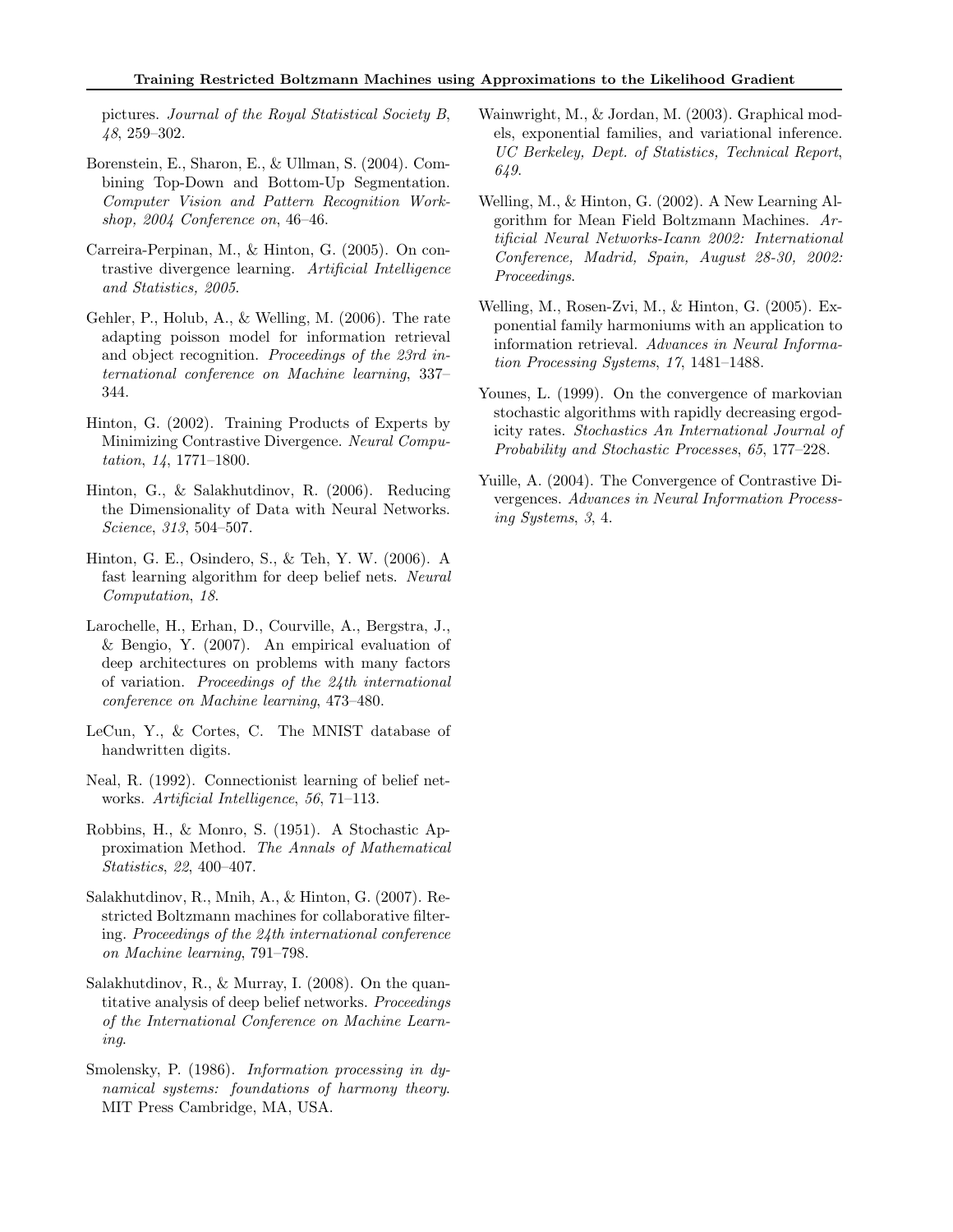pictures. *Journal of the Royal Statistical Society B*, *48*, 259–302.

Borenstein, E., Sharon, E., & Ullman, S. (2004). Combining Top-Down and Bottom-Up Segmentation. *Computer Vision and Pattern Recognition Workshop, 2004 Conference on*, 46–46.

Carreira-Perpinan, M., & Hinton, G. (2005). On contrastive divergence learning. *Artificial Intelligence and Statistics, 2005*.

Gehler, P., Holub, A., & Welling, M. (2006). The rate adapting poisson model for information retrieval and object recognition. *Proceedings of the 23rd international conference on Machine learning*, 337–344.

Hinton, G. (2002). Training Products of Experts by Minimizing Contrastive Divergence. *Neural Computation*, *14*, 1771–1800.

Hinton, G., & Salakhutdinov, R. (2006). Reducing the Dimensionality of Data with Neural Networks. *Science*, *313*, 504–507.

Hinton, G. E., Osindero, S., & Teh, Y. W. (2006). A fast learning algorithm for deep belief nets. *Neural Computation*, *18*.

Larochelle, H., Erhan, D., Courville, A., Bergstra, J., & Bengio, Y. (2007). An empirical evaluation of deep architectures on problems with many factors of variation. *Proceedings of the 24th international conference on Machine learning*, 473–480.

LeCun, Y., & Cortes, C. The MNIST database of handwritten digits.

Neal, R. (1992). Connectionist learning of belief networks. *Artificial Intelligence*, *56*, 71–113.

Robbins, H., & Monro, S. (1951). A Stochastic Approximation Method. *The Annals of Mathematical Statistics*, *22*, 400–407.

Salakhutdinov, R., Mnih, A., & Hinton, G. (2007). Restricted Boltzmann machines for collaborative filtering. *Proceedings of the 24th international conference on Machine learning*, 791–798.

Salakhutdinov, R., & Murray, I. (2008). On the quantitative analysis of deep belief networks. *Proceedings of the International Conference on Machine Learning*.

Smolensky, P. (1986). *Information processing in dynamical systems: foundations of harmony theory*. MIT Press Cambridge, MA, USA.

Wainwright, M., & Jordan, M. (2003). Graphical models, exponential families, and variational inference. *UC Berkeley, Dept. of Statistics, Technical Report*, *649*.

Welling, M., & Hinton, G. (2002). A New Learning Algorithm for Mean Field Boltzmann Machines. *Artificial Neural Networks-Icann 2002: International Conference, Madrid, Spain, August 28-30, 2002: Proceedings*.

Welling, M., Rosen-Zvi, M., & Hinton, G. (2005). Exponential family harmoniums with an application to information retrieval. *Advances in Neural Information Processing Systems*, *17*, 1481–1488.

Younes, L. (1999). On the convergence of markovian stochastic algorithms with rapidly decreasing ergodicity rates. *Stochastics An International Journal of Probability and Stochastic Processes*, *65*, 177–228.

Yuille, A. (2004). The Convergence of Contrastive Divergences. *Advances in Neural Information Processing Systems*, *3*, 4.